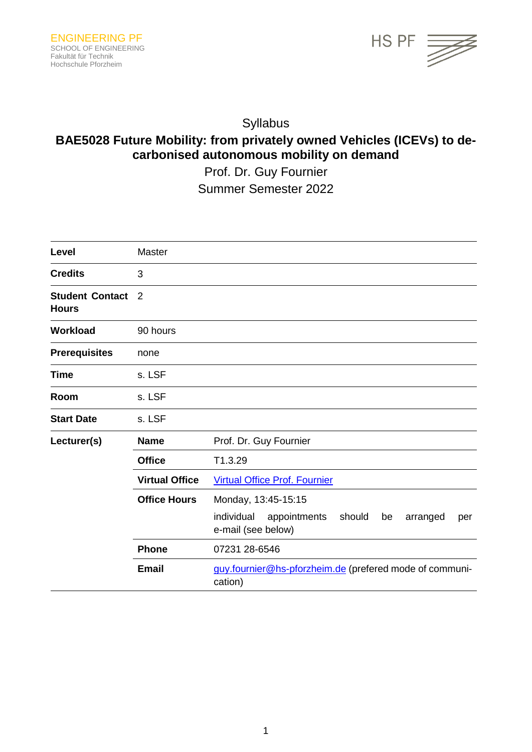ENGINEERING PF
SCHOOL OF ENGINEERING
Fakultät für Technik
Hochschule Pforzheim

HS PF

Syllabus

# BAE5028 Future Mobility: from privately owned Vehicles (ICEVs) to de-carbonised autonomous mobility on demand

Prof. Dr. Guy Fournier

Summer Semester 2022

| | | |
|---|---|---|
| **Level** | Master | |
| **Credits** | 3 | |
| **Student Contact Hours** | 2 | |
| **Workload** | 90 hours | |
| **Prerequisites** | none | |
| **Time** | s. LSF | |
| **Room** | s. LSF | |
| **Start Date** | s. LSF | |
| **Lecturer(s)** | **Name** | Prof. Dr. Guy Fournier |
| | **Office** | T1.3.29 |
| | **Virtual Office** | Virtual Office Prof. Fournier |
| | **Office Hours** | Monday, 13:45-15:15<br>individual appointments should be arranged per e-mail (see below) |
| | **Phone** | 07231 28-6546 |
| | **Email** | guy.fournier@hs-pforzheim.de (prefered mode of communication) |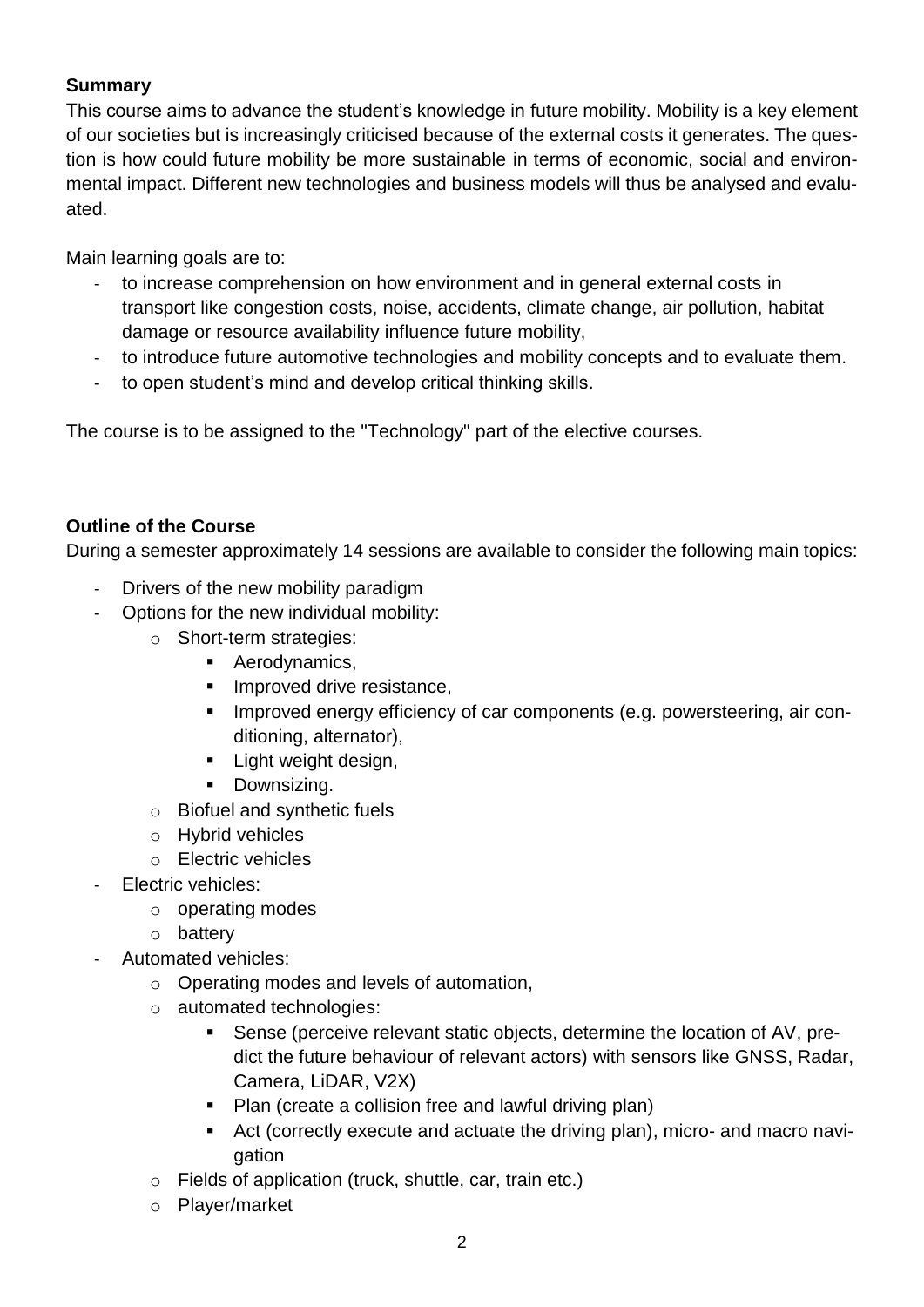**Summary**

This course aims to advance the student's knowledge in future mobility. Mobility is a key element of our societies but is increasingly criticised because of the external costs it generates. The question is how could future mobility be more sustainable in terms of economic, social and environmental impact. Different new technologies and business models will thus be analysed and evaluated.

Main learning goals are to:

- to increase comprehension on how environment and in general external costs in transport like congestion costs, noise, accidents, climate change, air pollution, habitat damage or resource availability influence future mobility,
- to introduce future automotive technologies and mobility concepts and to evaluate them.
- to open student's mind and develop critical thinking skills.

The course is to be assigned to the "Technology" part of the elective courses.

**Outline of the Course**

During a semester approximately 14 sessions are available to consider the following main topics:

- Drivers of the new mobility paradigm
- Options for the new individual mobility:
  - Short-term strategies:
    - Aerodynamics,
    - Improved drive resistance,
    - Improved energy efficiency of car components (e.g. powersteering, air conditioning, alternator),
    - Light weight design,
    - Downsizing.
  - Biofuel and synthetic fuels
  - Hybrid vehicles
  - Electric vehicles
- Electric vehicles:
  - operating modes
  - battery
- Automated vehicles:
  - Operating modes and levels of automation,
  - automated technologies:
    - Sense (perceive relevant static objects, determine the location of AV, predict the future behaviour of relevant actors) with sensors like GNSS, Radar, Camera, LiDAR, V2X)
    - Plan (create a collision free and lawful driving plan)
    - Act (correctly execute and actuate the driving plan), micro- and macro navigation
  - Fields of application (truck, shuttle, car, train etc.)
  - Player/market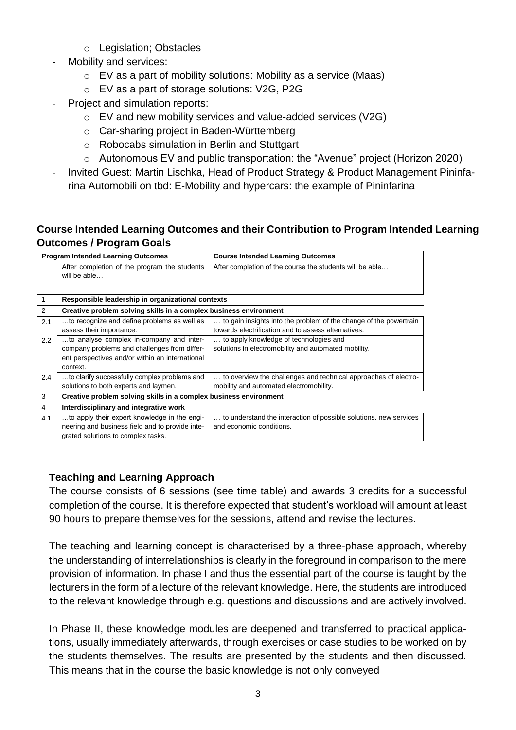- Legislation; Obstacles

- Mobility and services:
  - EV as a part of mobility solutions: Mobility as a service (Maas)
  - EV as a part of storage solutions: V2G, P2G
- Project and simulation reports:
  - EV and new mobility services and value-added services (V2G)
  - Car-sharing project in Baden-Württemberg
  - Robocabs simulation in Berlin and Stuttgart
  - Autonomous EV and public transportation: the "Avenue" project (Horizon 2020)
- Invited Guest: Martin Lischka, Head of Product Strategy & Product Management Pininfarina Automobili on tbd: E-Mobility and hypercars: the example of Pininfarina

## Course Intended Learning Outcomes and their Contribution to Program Intended Learning Outcomes / Program Goals

| | Program Intended Learning Outcomes | Course Intended Learning Outcomes |
|---|---|---|
| | After completion of the program the students will be able… | After completion of the course the students will be able… |
| 1 | **Responsible leadership in organizational contexts** | |
| 2 | **Creative problem solving skills in a complex business environment** | |
| 2.1 | …to recognize and define problems as well as assess their importance. | … to gain insights into the problem of the change of the powertrain towards electrification and to assess alternatives. |
| 2.2 | …to analyse complex in-company and inter-company problems and challenges from different perspectives and/or within an international context. | … to apply knowledge of technologies and solutions in electromobility and automated mobility. |
| 2.4 | …to clarify successfully complex problems and solutions to both experts and laymen. | … to overview the challenges and technical approaches of electromobility and automated electromobility. |
| 3 | **Creative problem solving skills in a complex business environment** | |
| 4 | **Interdisciplinary and integrative work** | |
| 4.1 | …to apply their expert knowledge in the engineering and business field and to provide integrated solutions to complex tasks. | … to understand the interaction of possible solutions, new services and economic conditions. |

### Teaching and Learning Approach

The course consists of 6 sessions (see time table) and awards 3 credits for a successful completion of the course. It is therefore expected that student's workload will amount at least 90 hours to prepare themselves for the sessions, attend and revise the lectures.

The teaching and learning concept is characterised by a three-phase approach, whereby the understanding of interrelationships is clearly in the foreground in comparison to the mere provision of information. In phase I and thus the essential part of the course is taught by the lecturers in the form of a lecture of the relevant knowledge. Here, the students are introduced to the relevant knowledge through e.g. questions and discussions and are actively involved.

In Phase II, these knowledge modules are deepened and transferred to practical applications, usually immediately afterwards, through exercises or case studies to be worked on by the students themselves. The results are presented by the students and then discussed. This means that in the course the basic knowledge is not only conveyed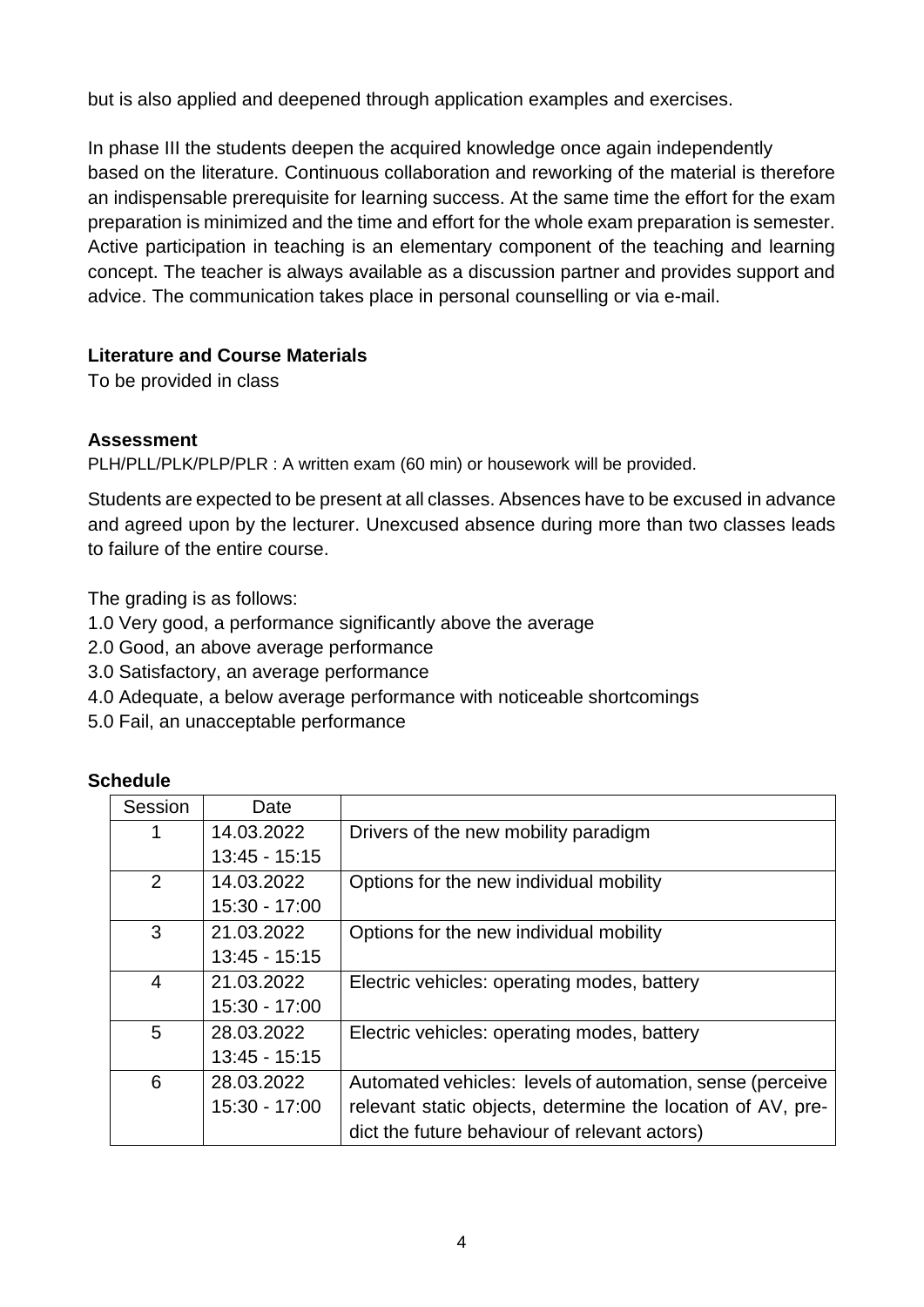but is also applied and deepened through application examples and exercises.

In phase III the students deepen the acquired knowledge once again independently based on the literature. Continuous collaboration and reworking of the material is therefore an indispensable prerequisite for learning success. At the same time the effort for the exam preparation is minimized and the time and effort for the whole exam preparation is semester. Active participation in teaching is an elementary component of the teaching and learning concept. The teacher is always available as a discussion partner and provides support and advice. The communication takes place in personal counselling or via e-mail.

**Literature and Course Materials**

To be provided in class

**Assessment**

PLH/PLL/PLK/PLP/PLR : A written exam (60 min) or housework will be provided.

Students are expected to be present at all classes. Absences have to be excused in advance and agreed upon by the lecturer. Unexcused absence during more than two classes leads to failure of the entire course.

The grading is as follows:

1.0 Very good, a performance significantly above the average
2.0 Good, an above average performance
3.0 Satisfactory, an average performance
4.0 Adequate, a below average performance with noticeable shortcomings
5.0 Fail, an unacceptable performance

**Schedule**

| Session | Date | |
|---|---|---|
| 1 | 14.03.2022 13:45 - 15:15 | Drivers of the new mobility paradigm |
| 2 | 14.03.2022 15:30 - 17:00 | Options for the new individual mobility |
| 3 | 21.03.2022 13:45 - 15:15 | Options for the new individual mobility |
| 4 | 21.03.2022 15:30 - 17:00 | Electric vehicles: operating modes, battery |
| 5 | 28.03.2022 13:45 - 15:15 | Electric vehicles: operating modes, battery |
| 6 | 28.03.2022 15:30 - 17:00 | Automated vehicles: levels of automation, sense (perceive relevant static objects, determine the location of AV, predict the future behaviour of relevant actors) |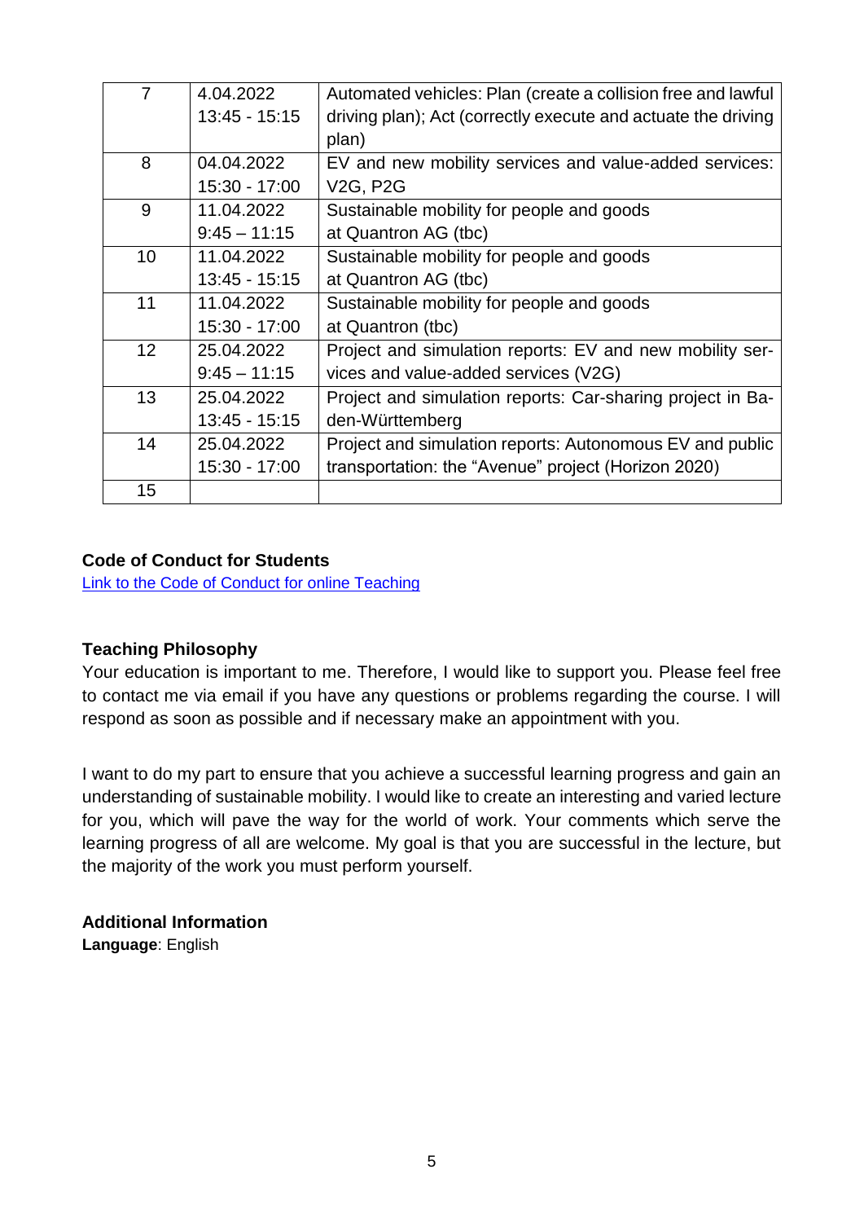| | | |
|---|---|---|
| 7 | 4.04.2022 13:45 - 15:15 | Automated vehicles: Plan (create a collision free and lawful driving plan); Act (correctly execute and actuate the driving plan) |
| 8 | 04.04.2022 15:30 - 17:00 | EV and new mobility services and value-added services: V2G, P2G |
| 9 | 11.04.2022 9:45 – 11:15 | Sustainable mobility for people and goods at Quantron AG (tbc) |
| 10 | 11.04.2022 13:45 - 15:15 | Sustainable mobility for people and goods at Quantron AG (tbc) |
| 11 | 11.04.2022 15:30 - 17:00 | Sustainable mobility for people and goods at Quantron (tbc) |
| 12 | 25.04.2022 9:45 – 11:15 | Project and simulation reports: EV and new mobility services and value-added services (V2G) |
| 13 | 25.04.2022 13:45 - 15:15 | Project and simulation reports: Car-sharing project in Baden-Württemberg |
| 14 | 25.04.2022 15:30 - 17:00 | Project and simulation reports: Autonomous EV and public transportation: the "Avenue" project (Horizon 2020) |
| 15 | | |

**Code of Conduct for Students**

Link to the Code of Conduct for online Teaching

**Teaching Philosophy**

Your education is important to me. Therefore, I would like to support you. Please feel free to contact me via email if you have any questions or problems regarding the course. I will respond as soon as possible and if necessary make an appointment with you.

I want to do my part to ensure that you achieve a successful learning progress and gain an understanding of sustainable mobility. I would like to create an interesting and varied lecture for you, which will pave the way for the world of work. Your comments which serve the learning progress of all are welcome. My goal is that you are successful in the lecture, but the majority of the work you must perform yourself.

**Additional Information**

**Language**: English